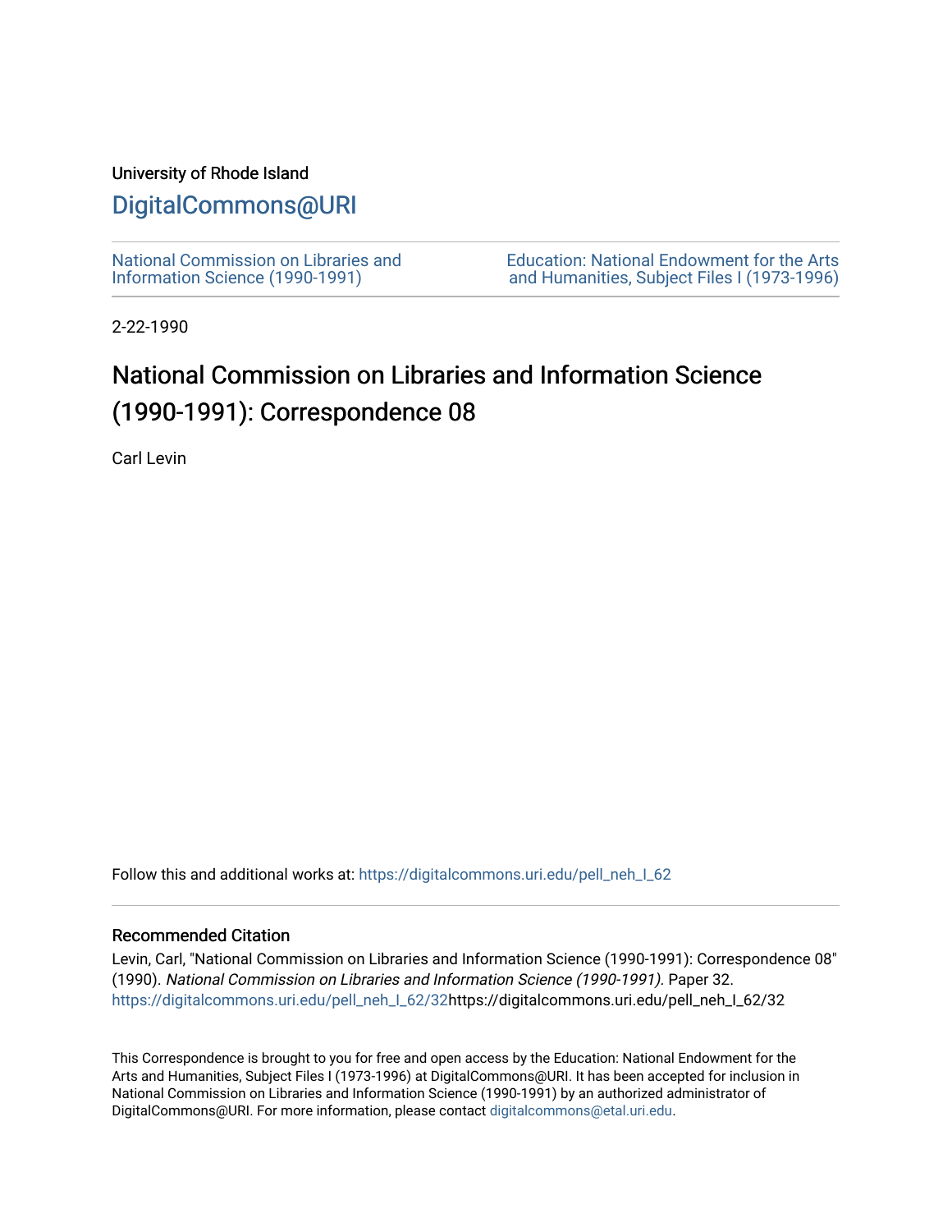University of Rhode Island

# DigitalCommons@URI

National Commission on Libraries and Information Science (1990-1991)

Education: National Endowment for the Arts and Humanities, Subject Files I (1973-1996)

2-22-1990

## National Commission on Libraries and Information Science (1990-1991): Correspondence 08

Carl Levin

Follow this and additional works at: https://digitalcommons.uri.edu/pell_neh_I_62

### Recommended Citation

Levin, Carl, "National Commission on Libraries and Information Science (1990-1991): Correspondence 08" (1990). *National Commission on Libraries and Information Science (1990-1991).* Paper 32. https://digitalcommons.uri.edu/pell_neh_I_62/32https://digitalcommons.uri.edu/pell_neh_I_62/32

This Correspondence is brought to you for free and open access by the Education: National Endowment for the Arts and Humanities, Subject Files I (1973-1996) at DigitalCommons@URI. It has been accepted for inclusion in National Commission on Libraries and Information Science (1990-1991) by an authorized administrator of DigitalCommons@URI. For more information, please contact digitalcommons@etal.uri.edu.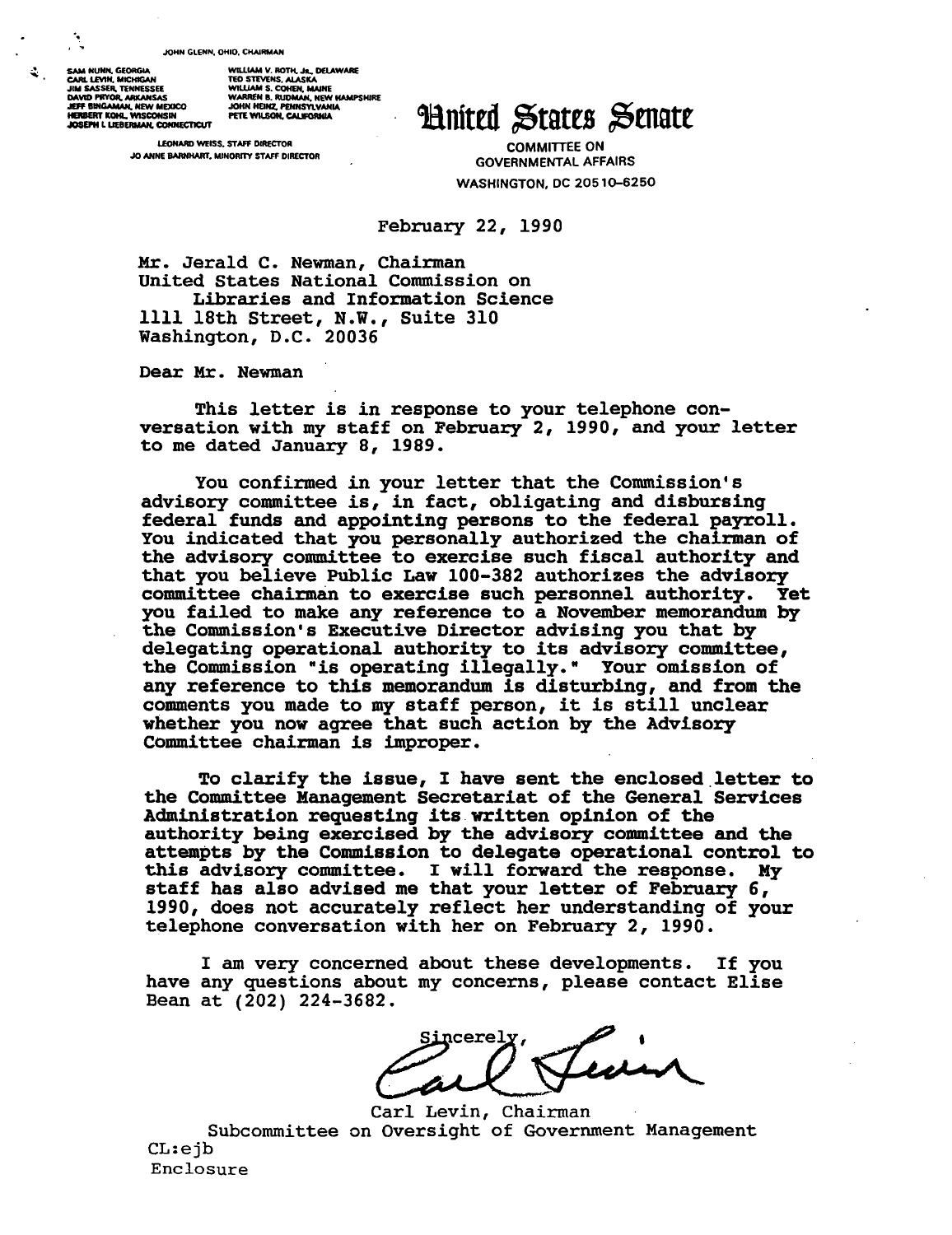JOHN GLENN, OHIO, CHAIRMAN

SAM NUNN, GEORGIA
CARL LEVIN, MICHIGAN
JIM SASSER, TENNESSEE
DAVID PRYOR, ARKANSAS
JEFF BINGAMAN, NEW MEXICO
HERBERT KOHL, WISCONSIN
JOSEPH I. LIEBERMAN, CONNECTICUT

WILLIAM V. ROTH, Jr., DELAWARE
TED STEVENS, ALASKA
WILLIAM S. COHEN, MAINE
WARREN B. RUDMAN, NEW HAMPSHIRE
JOHN HEINZ, PENNSYLVANIA
PETE WILSON, CALIFORNIA

LEONARD WEISS, STAFF DIRECTOR
JO ANNE BARNHART, MINORITY STAFF DIRECTOR

# United States Senate

COMMITTEE ON
GOVERNMENTAL AFFAIRS
WASHINGTON, DC 20510-6250

February 22, 1990

Mr. Jerald C. Newman, Chairman
United States National Commission on
Libraries and Information Science
1111 18th Street, N.W., Suite 310
Washington, D.C. 20036

Dear Mr. Newman

This letter is in response to your telephone conversation with my staff on February 2, 1990, and your letter to me dated January 8, 1989.

You confirmed in your letter that the Commission's advisory committee is, in fact, obligating and disbursing federal funds and appointing persons to the federal payroll. You indicated that you personally authorized the chairman of the advisory committee to exercise such fiscal authority and that you believe Public Law 100-382 authorizes the advisory committee chairman to exercise such personnel authority. Yet you failed to make any reference to a November memorandum by the Commission's Executive Director advising you that by delegating operational authority to its advisory committee, the Commission "is operating illegally." Your omission of any reference to this memorandum is disturbing, and from the comments you made to my staff person, it is still unclear whether you now agree that such action by the Advisory Committee chairman is improper.

To clarify the issue, I have sent the enclosed letter to the Committee Management Secretariat of the General Services Administration requesting its written opinion of the authority being exercised by the advisory committee and the attempts by the Commission to delegate operational control to this advisory committee. I will forward the response. My staff has also advised me that your letter of February 6, 1990, does not accurately reflect her understanding of your telephone conversation with her on February 2, 1990.

I am very concerned about these developments. If you have any questions about my concerns, please contact Elise Bean at (202) 224-3682.

Sincerely,

Carl Levin

Carl Levin, Chairman
Subcommittee on Oversight of Government Management

CL:ejb
Enclosure